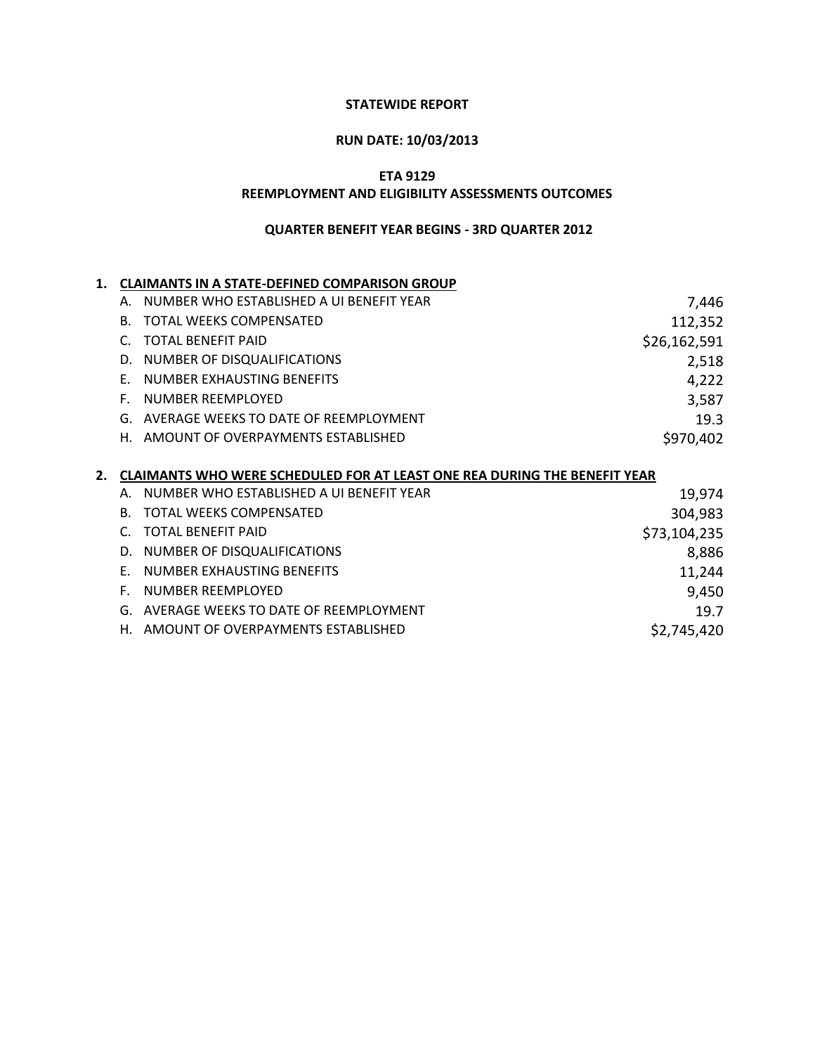**STATEWIDE REPORT**

**RUN DATE: 10/03/2013**

**ETA 9129**
**REEMPLOYMENT AND ELIGIBILITY ASSESSMENTS OUTCOMES**

**QUARTER BENEFIT YEAR BEGINS - 3RD QUARTER 2012**

**1. CLAIMANTS IN A STATE-DEFINED COMPARISON GROUP**

| | | |
|---|---|---|
| A. | NUMBER WHO ESTABLISHED A UI BENEFIT YEAR | 7,446 |
| B. | TOTAL WEEKS COMPENSATED | 112,352 |
| C. | TOTAL BENEFIT PAID | $26,162,591 |
| D. | NUMBER OF DISQUALIFICATIONS | 2,518 |
| E. | NUMBER EXHAUSTING BENEFITS | 4,222 |
| F. | NUMBER REEMPLOYED | 3,587 |
| G. | AVERAGE WEEKS TO DATE OF REEMPLOYMENT | 19.3 |
| H. | AMOUNT OF OVERPAYMENTS ESTABLISHED | $970,402 |

**2. CLAIMANTS WHO WERE SCHEDULED FOR AT LEAST ONE REA DURING THE BENEFIT YEAR**

| | | |
|---|---|---|
| A. | NUMBER WHO ESTABLISHED A UI BENEFIT YEAR | 19,974 |
| B. | TOTAL WEEKS COMPENSATED | 304,983 |
| C. | TOTAL BENEFIT PAID | $73,104,235 |
| D. | NUMBER OF DISQUALIFICATIONS | 8,886 |
| E. | NUMBER EXHAUSTING BENEFITS | 11,244 |
| F. | NUMBER REEMPLOYED | 9,450 |
| G. | AVERAGE WEEKS TO DATE OF REEMPLOYMENT | 19.7 |
| H. | AMOUNT OF OVERPAYMENTS ESTABLISHED | $2,745,420 |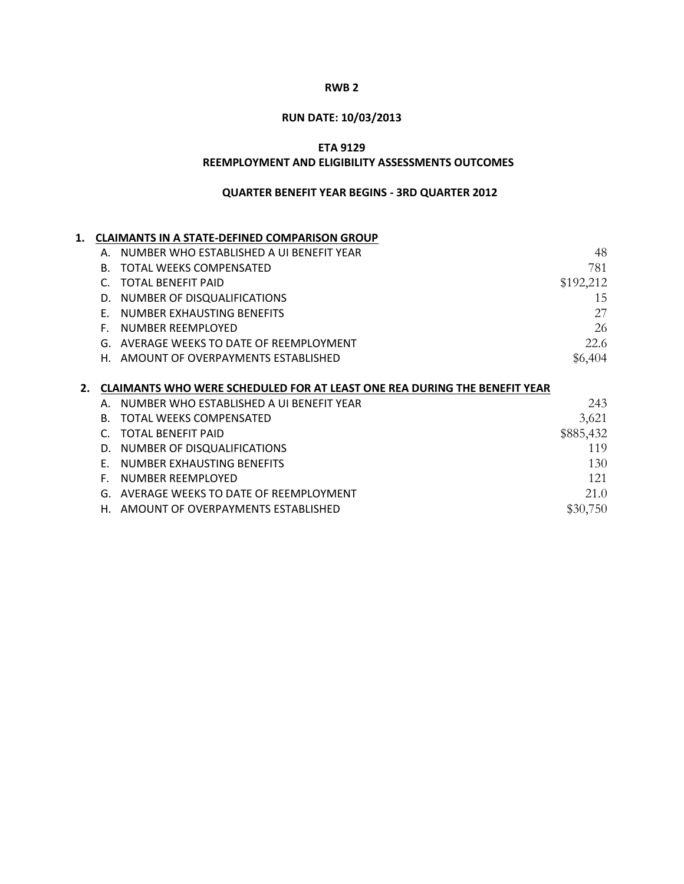**RWB 2**

**RUN DATE: 10/03/2013**

**ETA 9129**
**REEMPLOYMENT AND ELIGIBILITY ASSESSMENTS OUTCOMES**

**QUARTER BENEFIT YEAR BEGINS - 3RD QUARTER 2012**

**1. CLAIMANTS IN A STATE-DEFINED COMPARISON GROUP**

| | | |
|---|---|---|
| A. | NUMBER WHO ESTABLISHED A UI BENEFIT YEAR | 48 |
| B. | TOTAL WEEKS COMPENSATED | 781 |
| C. | TOTAL BENEFIT PAID | $192,212 |
| D. | NUMBER OF DISQUALIFICATIONS | 15 |
| E. | NUMBER EXHAUSTING BENEFITS | 27 |
| F. | NUMBER REEMPLOYED | 26 |
| G. | AVERAGE WEEKS TO DATE OF REEMPLOYMENT | 22.6 |
| H. | AMOUNT OF OVERPAYMENTS ESTABLISHED | $6,404 |

**2. CLAIMANTS WHO WERE SCHEDULED FOR AT LEAST ONE REA DURING THE BENEFIT YEAR**

| | | |
|---|---|---|
| A. | NUMBER WHO ESTABLISHED A UI BENEFIT YEAR | 243 |
| B. | TOTAL WEEKS COMPENSATED | 3,621 |
| C. | TOTAL BENEFIT PAID | $885,432 |
| D. | NUMBER OF DISQUALIFICATIONS | 119 |
| E. | NUMBER EXHAUSTING BENEFITS | 130 |
| F. | NUMBER REEMPLOYED | 121 |
| G. | AVERAGE WEEKS TO DATE OF REEMPLOYMENT | 21.0 |
| H. | AMOUNT OF OVERPAYMENTS ESTABLISHED | $30,750 |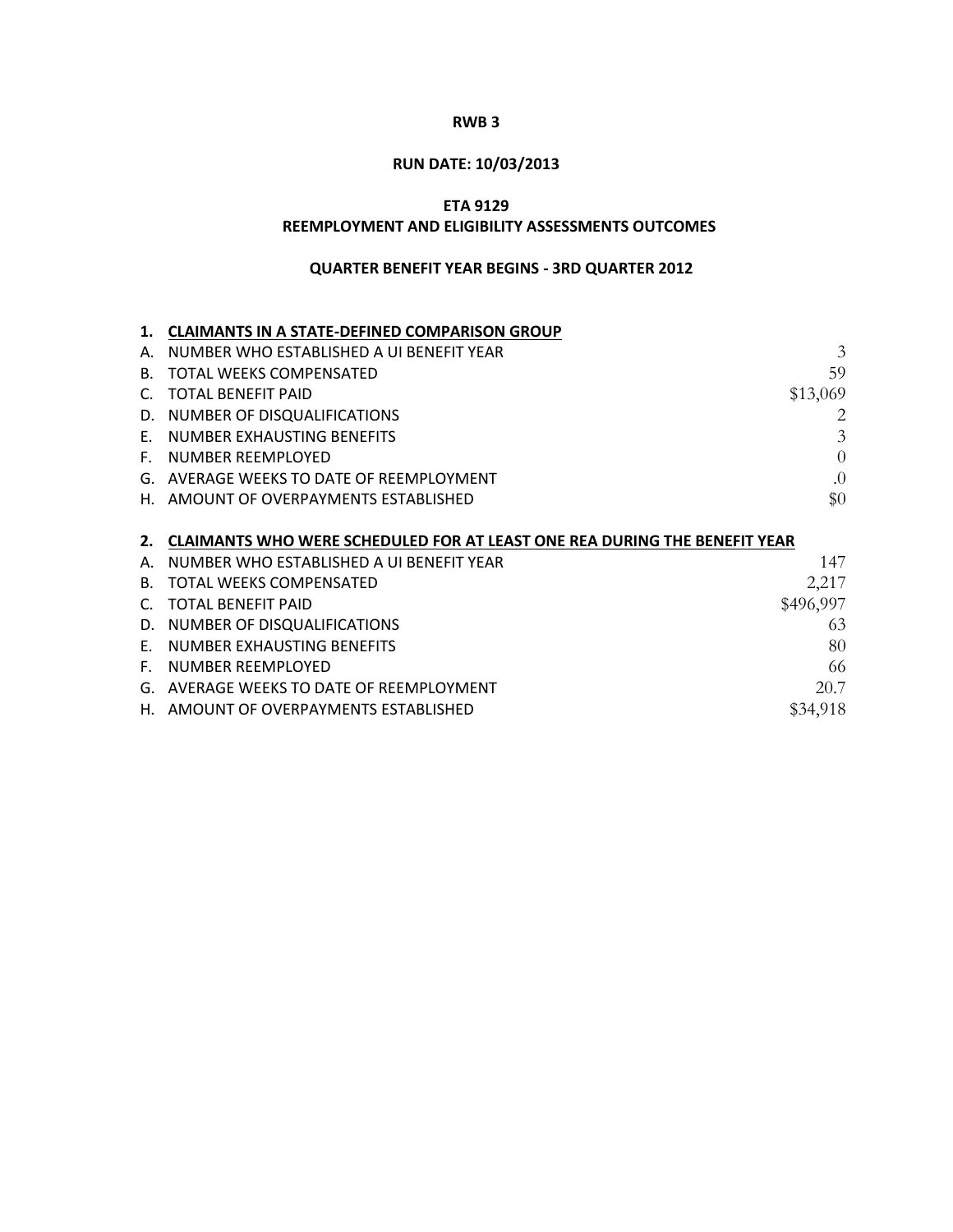**RWB 3**

**RUN DATE: 10/03/2013**

**ETA 9129**

**REEMPLOYMENT AND ELIGIBILITY ASSESSMENTS OUTCOMES**

**QUARTER BENEFIT YEAR BEGINS - 3RD QUARTER 2012**

**1. CLAIMANTS IN A STATE-DEFINED COMPARISON GROUP**

| | | |
|---|---|---|
| A. | NUMBER WHO ESTABLISHED A UI BENEFIT YEAR | 3 |
| B. | TOTAL WEEKS COMPENSATED | 59 |
| C. | TOTAL BENEFIT PAID | $13,069 |
| D. | NUMBER OF DISQUALIFICATIONS | 2 |
| E. | NUMBER EXHAUSTING BENEFITS | 3 |
| F. | NUMBER REEMPLOYED | 0 |
| G. | AVERAGE WEEKS TO DATE OF REEMPLOYMENT | .0 |
| H. | AMOUNT OF OVERPAYMENTS ESTABLISHED | $0 |

**2. CLAIMANTS WHO WERE SCHEDULED FOR AT LEAST ONE REA DURING THE BENEFIT YEAR**

| | | |
|---|---|---|
| A. | NUMBER WHO ESTABLISHED A UI BENEFIT YEAR | 147 |
| B. | TOTAL WEEKS COMPENSATED | 2,217 |
| C. | TOTAL BENEFIT PAID | $496,997 |
| D. | NUMBER OF DISQUALIFICATIONS | 63 |
| E. | NUMBER EXHAUSTING BENEFITS | 80 |
| F. | NUMBER REEMPLOYED | 66 |
| G. | AVERAGE WEEKS TO DATE OF REEMPLOYMENT | 20.7 |
| H. | AMOUNT OF OVERPAYMENTS ESTABLISHED | $34,918 |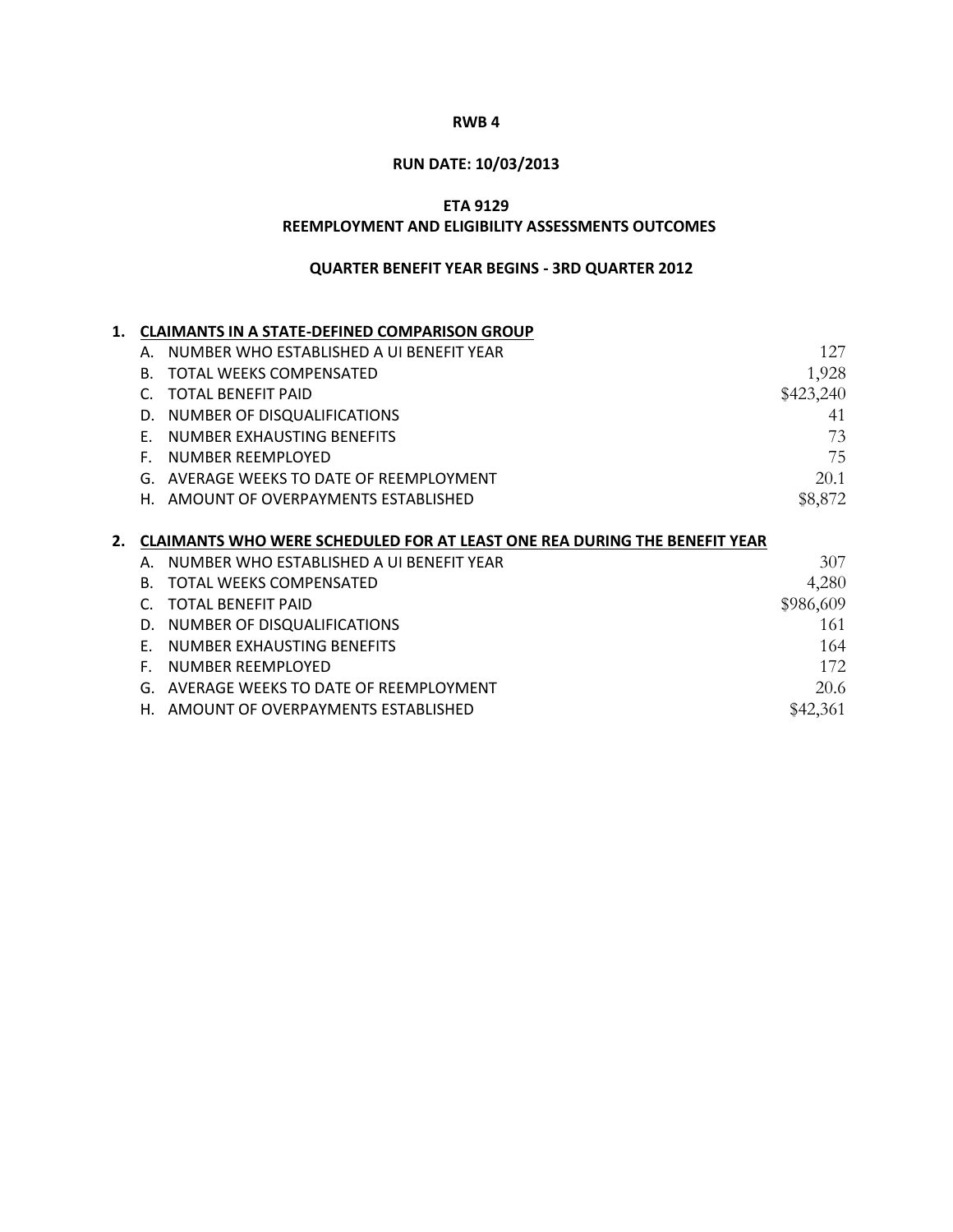**RWB 4**

**RUN DATE: 10/03/2013**

**ETA 9129**

**REEMPLOYMENT AND ELIGIBILITY ASSESSMENTS OUTCOMES**

**QUARTER BENEFIT YEAR BEGINS - 3RD QUARTER 2012**

**1. CLAIMANTS IN A STATE-DEFINED COMPARISON GROUP**

| | | |
|---|---|---|
| A. | NUMBER WHO ESTABLISHED A UI BENEFIT YEAR | 127 |
| B. | TOTAL WEEKS COMPENSATED | 1,928 |
| C. | TOTAL BENEFIT PAID | $423,240 |
| D. | NUMBER OF DISQUALIFICATIONS | 41 |
| E. | NUMBER EXHAUSTING BENEFITS | 73 |
| F. | NUMBER REEMPLOYED | 75 |
| G. | AVERAGE WEEKS TO DATE OF REEMPLOYMENT | 20.1 |
| H. | AMOUNT OF OVERPAYMENTS ESTABLISHED | $8,872 |

**2. CLAIMANTS WHO WERE SCHEDULED FOR AT LEAST ONE REA DURING THE BENEFIT YEAR**

| | | |
|---|---|---|
| A. | NUMBER WHO ESTABLISHED A UI BENEFIT YEAR | 307 |
| B. | TOTAL WEEKS COMPENSATED | 4,280 |
| C. | TOTAL BENEFIT PAID | $986,609 |
| D. | NUMBER OF DISQUALIFICATIONS | 161 |
| E. | NUMBER EXHAUSTING BENEFITS | 164 |
| F. | NUMBER REEMPLOYED | 172 |
| G. | AVERAGE WEEKS TO DATE OF REEMPLOYMENT | 20.6 |
| H. | AMOUNT OF OVERPAYMENTS ESTABLISHED | $42,361 |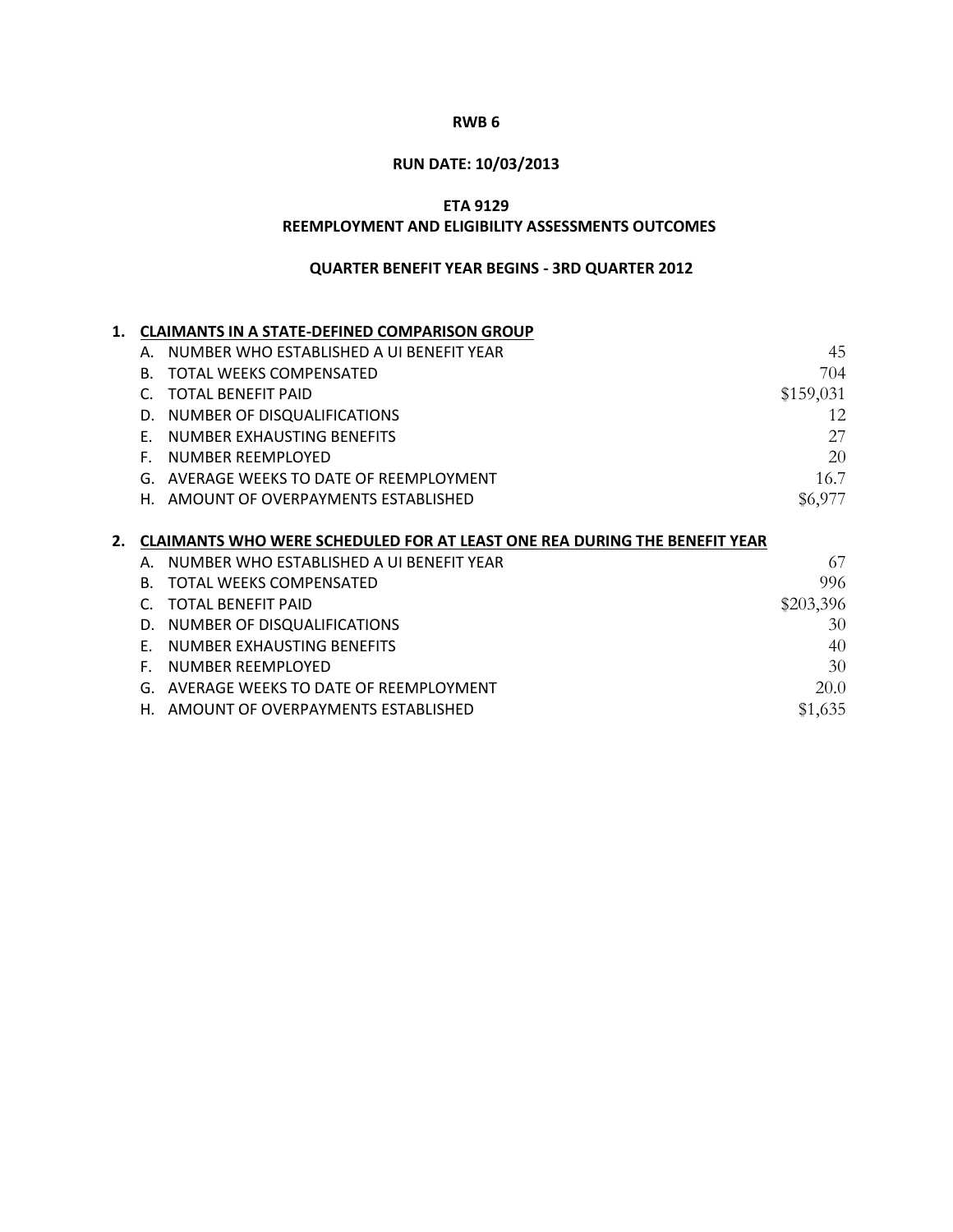**RWB 6**

**RUN DATE: 10/03/2013**

**ETA 9129**

**REEMPLOYMENT AND ELIGIBILITY ASSESSMENTS OUTCOMES**

**QUARTER BENEFIT YEAR BEGINS - 3RD QUARTER 2012**

**1. CLAIMANTS IN A STATE-DEFINED COMPARISON GROUP**

| | | |
|---|---|---|
| A. | NUMBER WHO ESTABLISHED A UI BENEFIT YEAR | 45 |
| B. | TOTAL WEEKS COMPENSATED | 704 |
| C. | TOTAL BENEFIT PAID | $159,031 |
| D. | NUMBER OF DISQUALIFICATIONS | 12 |
| E. | NUMBER EXHAUSTING BENEFITS | 27 |
| F. | NUMBER REEMPLOYED | 20 |
| G. | AVERAGE WEEKS TO DATE OF REEMPLOYMENT | 16.7 |
| H. | AMOUNT OF OVERPAYMENTS ESTABLISHED | $6,977 |

**2. CLAIMANTS WHO WERE SCHEDULED FOR AT LEAST ONE REA DURING THE BENEFIT YEAR**

| | | |
|---|---|---|
| A. | NUMBER WHO ESTABLISHED A UI BENEFIT YEAR | 67 |
| B. | TOTAL WEEKS COMPENSATED | 996 |
| C. | TOTAL BENEFIT PAID | $203,396 |
| D. | NUMBER OF DISQUALIFICATIONS | 30 |
| E. | NUMBER EXHAUSTING BENEFITS | 40 |
| F. | NUMBER REEMPLOYED | 30 |
| G. | AVERAGE WEEKS TO DATE OF REEMPLOYMENT | 20.0 |
| H. | AMOUNT OF OVERPAYMENTS ESTABLISHED | $1,635 |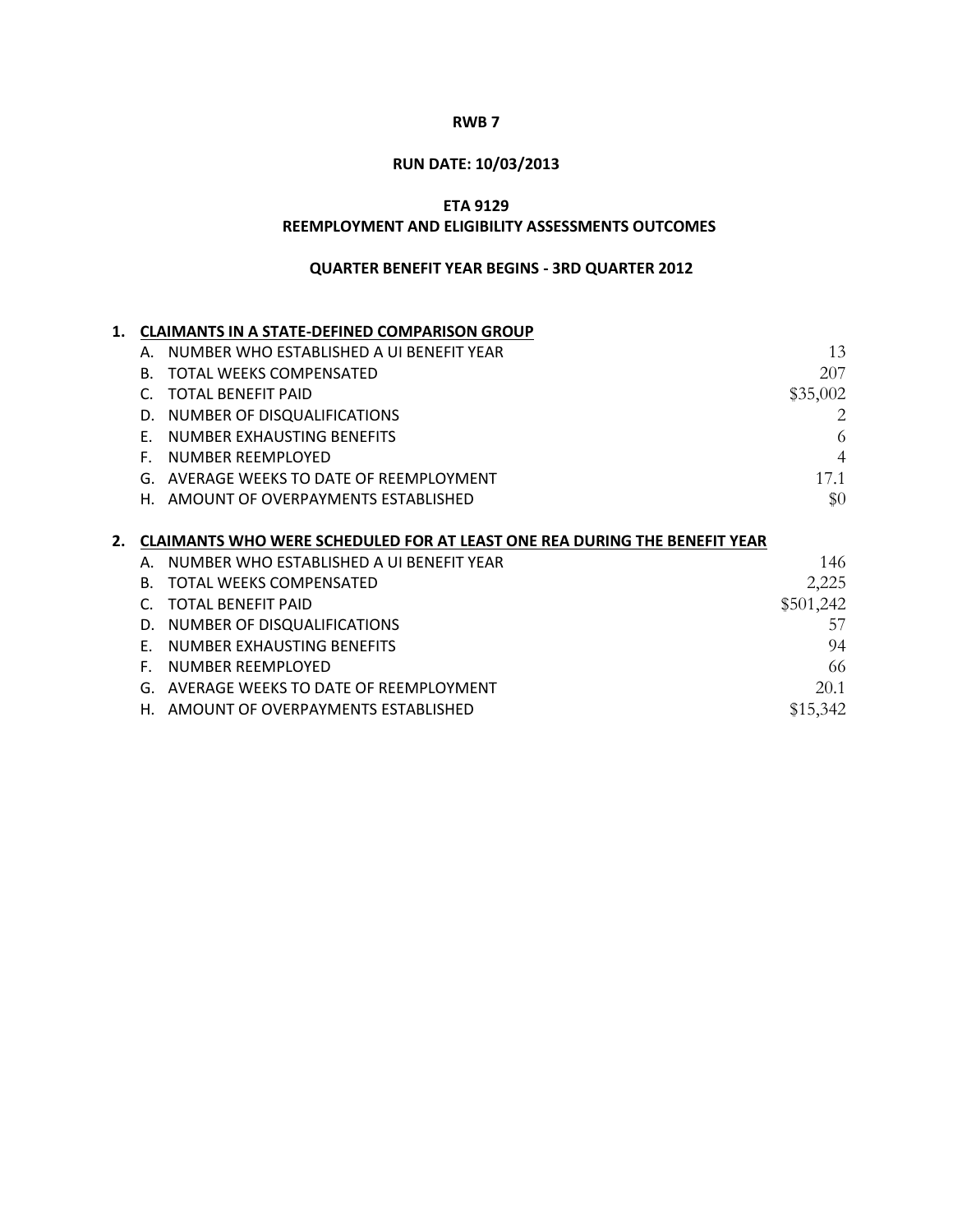**RWB 7**

**RUN DATE: 10/03/2013**

**ETA 9129**

**REEMPLOYMENT AND ELIGIBILITY ASSESSMENTS OUTCOMES**

**QUARTER BENEFIT YEAR BEGINS - 3RD QUARTER 2012**

**1. CLAIMANTS IN A STATE-DEFINED COMPARISON GROUP**

| | | |
|---|---|---|
| A. | NUMBER WHO ESTABLISHED A UI BENEFIT YEAR | 13 |
| B. | TOTAL WEEKS COMPENSATED | 207 |
| C. | TOTAL BENEFIT PAID | $35,002 |
| D. | NUMBER OF DISQUALIFICATIONS | 2 |
| E. | NUMBER EXHAUSTING BENEFITS | 6 |
| F. | NUMBER REEMPLOYED | 4 |
| G. | AVERAGE WEEKS TO DATE OF REEMPLOYMENT | 17.1 |
| H. | AMOUNT OF OVERPAYMENTS ESTABLISHED | $0 |

**2. CLAIMANTS WHO WERE SCHEDULED FOR AT LEAST ONE REA DURING THE BENEFIT YEAR**

| | | |
|---|---|---|
| A. | NUMBER WHO ESTABLISHED A UI BENEFIT YEAR | 146 |
| B. | TOTAL WEEKS COMPENSATED | 2,225 |
| C. | TOTAL BENEFIT PAID | $501,242 |
| D. | NUMBER OF DISQUALIFICATIONS | 57 |
| E. | NUMBER EXHAUSTING BENEFITS | 94 |
| F. | NUMBER REEMPLOYED | 66 |
| G. | AVERAGE WEEKS TO DATE OF REEMPLOYMENT | 20.1 |
| H. | AMOUNT OF OVERPAYMENTS ESTABLISHED | $15,342 |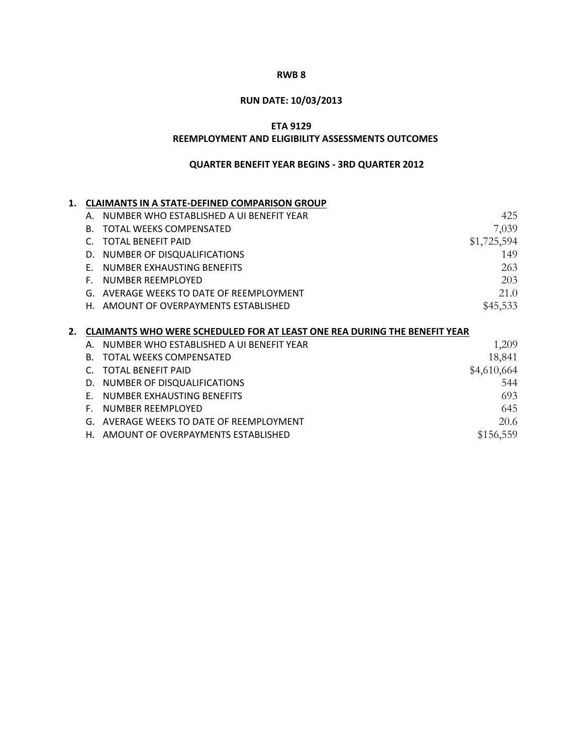**RWB 8**

**RUN DATE: 10/03/2013**

**ETA 9129**

**REEMPLOYMENT AND ELIGIBILITY ASSESSMENTS OUTCOMES**

**QUARTER BENEFIT YEAR BEGINS - 3RD QUARTER 2012**

**1. CLAIMANTS IN A STATE-DEFINED COMPARISON GROUP**

| | | |
|---|---|---|
| A. | NUMBER WHO ESTABLISHED A UI BENEFIT YEAR | 425 |
| B. | TOTAL WEEKS COMPENSATED | 7,039 |
| C. | TOTAL BENEFIT PAID | $1,725,594 |
| D. | NUMBER OF DISQUALIFICATIONS | 149 |
| E. | NUMBER EXHAUSTING BENEFITS | 263 |
| F. | NUMBER REEMPLOYED | 203 |
| G. | AVERAGE WEEKS TO DATE OF REEMPLOYMENT | 21.0 |
| H. | AMOUNT OF OVERPAYMENTS ESTABLISHED | $45,533 |

**2. CLAIMANTS WHO WERE SCHEDULED FOR AT LEAST ONE REA DURING THE BENEFIT YEAR**

| | | |
|---|---|---|
| A. | NUMBER WHO ESTABLISHED A UI BENEFIT YEAR | 1,209 |
| B. | TOTAL WEEKS COMPENSATED | 18,841 |
| C. | TOTAL BENEFIT PAID | $4,610,664 |
| D. | NUMBER OF DISQUALIFICATIONS | 544 |
| E. | NUMBER EXHAUSTING BENEFITS | 693 |
| F. | NUMBER REEMPLOYED | 645 |
| G. | AVERAGE WEEKS TO DATE OF REEMPLOYMENT | 20.6 |
| H. | AMOUNT OF OVERPAYMENTS ESTABLISHED | $156,559 |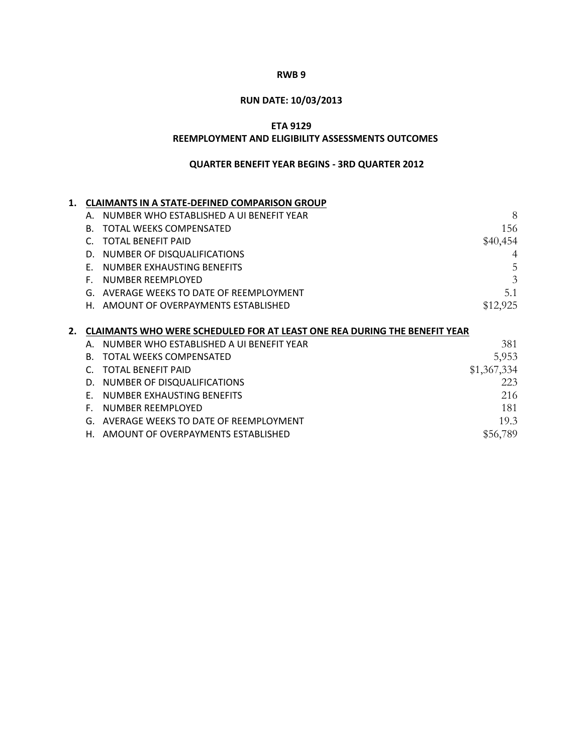**RWB 9**

**RUN DATE: 10/03/2013**

**ETA 9129**

**REEMPLOYMENT AND ELIGIBILITY ASSESSMENTS OUTCOMES**

**QUARTER BENEFIT YEAR BEGINS - 3RD QUARTER 2012**

**1. CLAIMANTS IN A STATE-DEFINED COMPARISON GROUP**

| | | |
|---|---|---|
| A. | NUMBER WHO ESTABLISHED A UI BENEFIT YEAR | 8 |
| B. | TOTAL WEEKS COMPENSATED | 156 |
| C. | TOTAL BENEFIT PAID | $40,454 |
| D. | NUMBER OF DISQUALIFICATIONS | 4 |
| E. | NUMBER EXHAUSTING BENEFITS | 5 |
| F. | NUMBER REEMPLOYED | 3 |
| G. | AVERAGE WEEKS TO DATE OF REEMPLOYMENT | 5.1 |
| H. | AMOUNT OF OVERPAYMENTS ESTABLISHED | $12,925 |

**2. CLAIMANTS WHO WERE SCHEDULED FOR AT LEAST ONE REA DURING THE BENEFIT YEAR**

| | | |
|---|---|---|
| A. | NUMBER WHO ESTABLISHED A UI BENEFIT YEAR | 381 |
| B. | TOTAL WEEKS COMPENSATED | 5,953 |
| C. | TOTAL BENEFIT PAID | $1,367,334 |
| D. | NUMBER OF DISQUALIFICATIONS | 223 |
| E. | NUMBER EXHAUSTING BENEFITS | 216 |
| F. | NUMBER REEMPLOYED | 181 |
| G. | AVERAGE WEEKS TO DATE OF REEMPLOYMENT | 19.3 |
| H. | AMOUNT OF OVERPAYMENTS ESTABLISHED | $56,789 |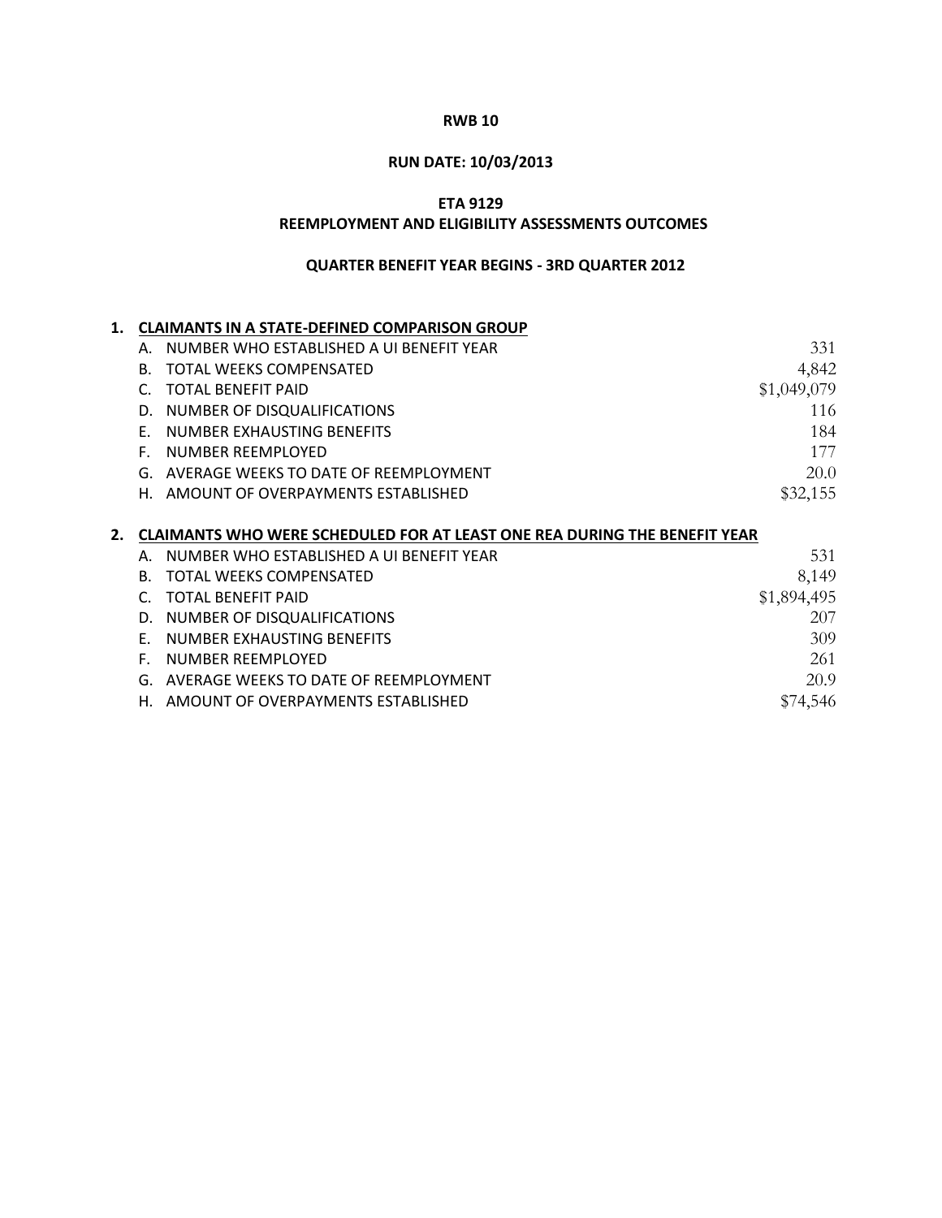**RWB 10**

**RUN DATE: 10/03/2013**

**ETA 9129**

**REEMPLOYMENT AND ELIGIBILITY ASSESSMENTS OUTCOMES**

**QUARTER BENEFIT YEAR BEGINS - 3RD QUARTER 2012**

**1. CLAIMANTS IN A STATE-DEFINED COMPARISON GROUP**

| | | |
|---|---|---|
| A. | NUMBER WHO ESTABLISHED A UI BENEFIT YEAR | 331 |
| B. | TOTAL WEEKS COMPENSATED | 4,842 |
| C. | TOTAL BENEFIT PAID | $1,049,079 |
| D. | NUMBER OF DISQUALIFICATIONS | 116 |
| E. | NUMBER EXHAUSTING BENEFITS | 184 |
| F. | NUMBER REEMPLOYED | 177 |
| G. | AVERAGE WEEKS TO DATE OF REEMPLOYMENT | 20.0 |
| H. | AMOUNT OF OVERPAYMENTS ESTABLISHED | $32,155 |

**2. CLAIMANTS WHO WERE SCHEDULED FOR AT LEAST ONE REA DURING THE BENEFIT YEAR**

| | | |
|---|---|---|
| A. | NUMBER WHO ESTABLISHED A UI BENEFIT YEAR | 531 |
| B. | TOTAL WEEKS COMPENSATED | 8,149 |
| C. | TOTAL BENEFIT PAID | $1,894,495 |
| D. | NUMBER OF DISQUALIFICATIONS | 207 |
| E. | NUMBER EXHAUSTING BENEFITS | 309 |
| F. | NUMBER REEMPLOYED | 261 |
| G. | AVERAGE WEEKS TO DATE OF REEMPLOYMENT | 20.9 |
| H. | AMOUNT OF OVERPAYMENTS ESTABLISHED | $74,546 |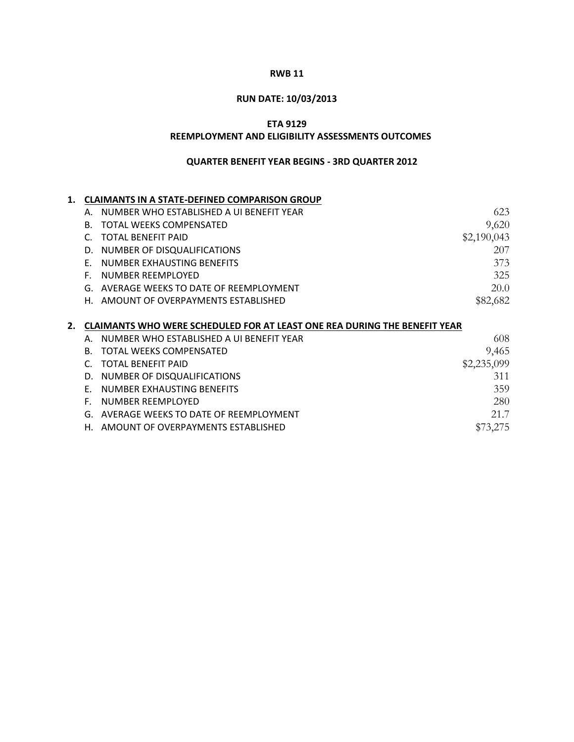**RWB 11**

**RUN DATE: 10/03/2013**

**ETA 9129**

**REEMPLOYMENT AND ELIGIBILITY ASSESSMENTS OUTCOMES**

**QUARTER BENEFIT YEAR BEGINS - 3RD QUARTER 2012**

**1. CLAIMANTS IN A STATE-DEFINED COMPARISON GROUP**

| | | |
|---|---|---|
| A. | NUMBER WHO ESTABLISHED A UI BENEFIT YEAR | 623 |
| B. | TOTAL WEEKS COMPENSATED | 9,620 |
| C. | TOTAL BENEFIT PAID | $2,190,043 |
| D. | NUMBER OF DISQUALIFICATIONS | 207 |
| E. | NUMBER EXHAUSTING BENEFITS | 373 |
| F. | NUMBER REEMPLOYED | 325 |
| G. | AVERAGE WEEKS TO DATE OF REEMPLOYMENT | 20.0 |
| H. | AMOUNT OF OVERPAYMENTS ESTABLISHED | $82,682 |

**2. CLAIMANTS WHO WERE SCHEDULED FOR AT LEAST ONE REA DURING THE BENEFIT YEAR**

| | | |
|---|---|---|
| A. | NUMBER WHO ESTABLISHED A UI BENEFIT YEAR | 608 |
| B. | TOTAL WEEKS COMPENSATED | 9,465 |
| C. | TOTAL BENEFIT PAID | $2,235,099 |
| D. | NUMBER OF DISQUALIFICATIONS | 311 |
| E. | NUMBER EXHAUSTING BENEFITS | 359 |
| F. | NUMBER REEMPLOYED | 280 |
| G. | AVERAGE WEEKS TO DATE OF REEMPLOYMENT | 21.7 |
| H. | AMOUNT OF OVERPAYMENTS ESTABLISHED | $73,275 |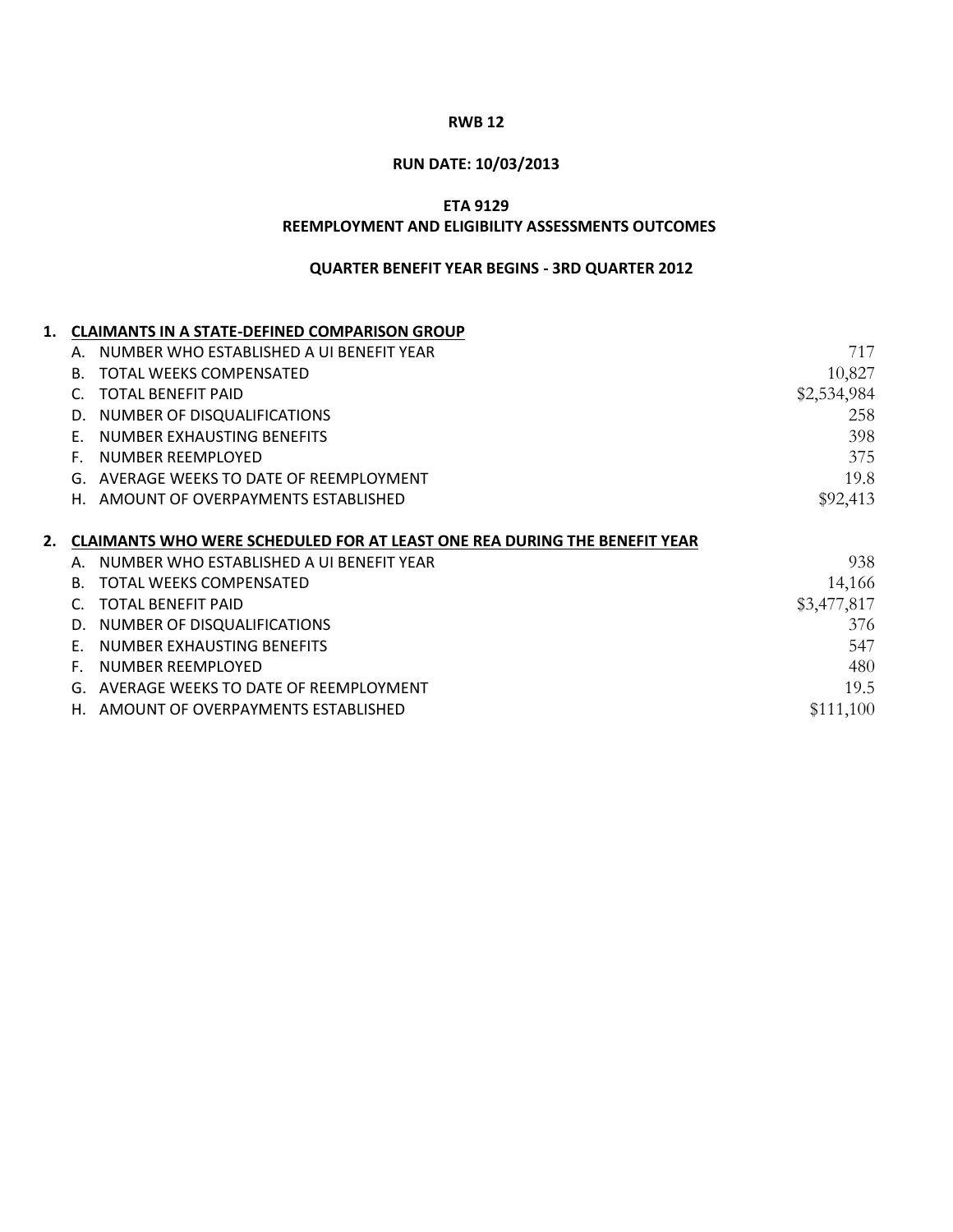**RWB 12**

**RUN DATE: 10/03/2013**

**ETA 9129**

**REEMPLOYMENT AND ELIGIBILITY ASSESSMENTS OUTCOMES**

**QUARTER BENEFIT YEAR BEGINS - 3RD QUARTER 2012**

**1. CLAIMANTS IN A STATE-DEFINED COMPARISON GROUP**

| | | |
|---|---|---|
| A. | NUMBER WHO ESTABLISHED A UI BENEFIT YEAR | 717 |
| B. | TOTAL WEEKS COMPENSATED | 10,827 |
| C. | TOTAL BENEFIT PAID | $2,534,984 |
| D. | NUMBER OF DISQUALIFICATIONS | 258 |
| E. | NUMBER EXHAUSTING BENEFITS | 398 |
| F. | NUMBER REEMPLOYED | 375 |
| G. | AVERAGE WEEKS TO DATE OF REEMPLOYMENT | 19.8 |
| H. | AMOUNT OF OVERPAYMENTS ESTABLISHED | $92,413 |

**2. CLAIMANTS WHO WERE SCHEDULED FOR AT LEAST ONE REA DURING THE BENEFIT YEAR**

| | | |
|---|---|---|
| A. | NUMBER WHO ESTABLISHED A UI BENEFIT YEAR | 938 |
| B. | TOTAL WEEKS COMPENSATED | 14,166 |
| C. | TOTAL BENEFIT PAID | $3,477,817 |
| D. | NUMBER OF DISQUALIFICATIONS | 376 |
| E. | NUMBER EXHAUSTING BENEFITS | 547 |
| F. | NUMBER REEMPLOYED | 480 |
| G. | AVERAGE WEEKS TO DATE OF REEMPLOYMENT | 19.5 |
| H. | AMOUNT OF OVERPAYMENTS ESTABLISHED | $111,100 |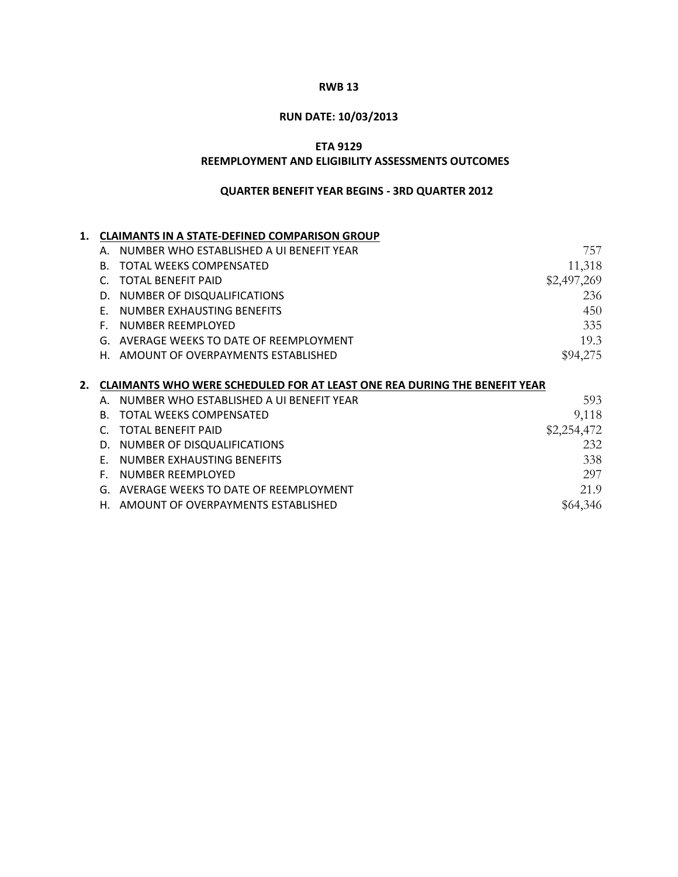**RWB 13**

**RUN DATE: 10/03/2013**

**ETA 9129**

**REEMPLOYMENT AND ELIGIBILITY ASSESSMENTS OUTCOMES**

**QUARTER BENEFIT YEAR BEGINS - 3RD QUARTER 2012**

**1. CLAIMANTS IN A STATE-DEFINED COMPARISON GROUP**

| | | |
|---|---|---|
| A. | NUMBER WHO ESTABLISHED A UI BENEFIT YEAR | 757 |
| B. | TOTAL WEEKS COMPENSATED | 11,318 |
| C. | TOTAL BENEFIT PAID | $2,497,269 |
| D. | NUMBER OF DISQUALIFICATIONS | 236 |
| E. | NUMBER EXHAUSTING BENEFITS | 450 |
| F. | NUMBER REEMPLOYED | 335 |
| G. | AVERAGE WEEKS TO DATE OF REEMPLOYMENT | 19.3 |
| H. | AMOUNT OF OVERPAYMENTS ESTABLISHED | $94,275 |

**2. CLAIMANTS WHO WERE SCHEDULED FOR AT LEAST ONE REA DURING THE BENEFIT YEAR**

| | | |
|---|---|---|
| A. | NUMBER WHO ESTABLISHED A UI BENEFIT YEAR | 593 |
| B. | TOTAL WEEKS COMPENSATED | 9,118 |
| C. | TOTAL BENEFIT PAID | $2,254,472 |
| D. | NUMBER OF DISQUALIFICATIONS | 232 |
| E. | NUMBER EXHAUSTING BENEFITS | 338 |
| F. | NUMBER REEMPLOYED | 297 |
| G. | AVERAGE WEEKS TO DATE OF REEMPLOYMENT | 21.9 |
| H. | AMOUNT OF OVERPAYMENTS ESTABLISHED | $64,346 |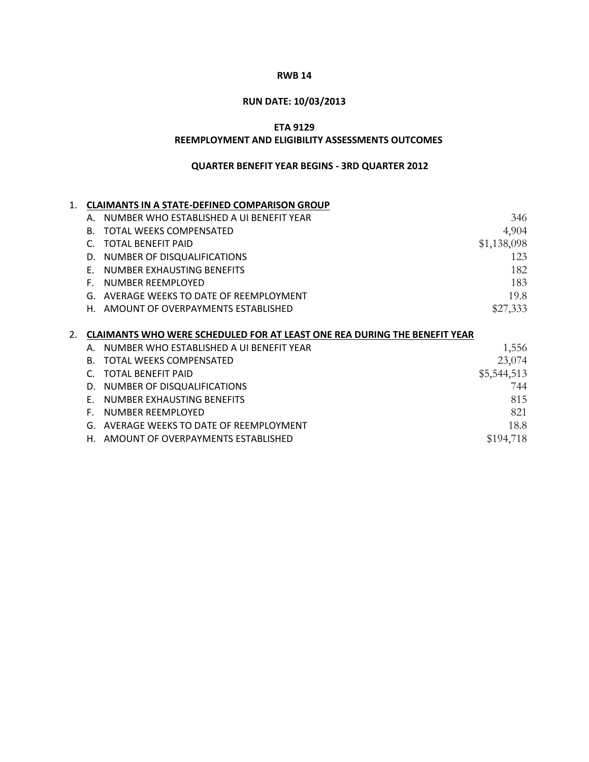**RWB 14**

**RUN DATE: 10/03/2013**

**ETA 9129**
**REEMPLOYMENT AND ELIGIBILITY ASSESSMENTS OUTCOMES**

**QUARTER BENEFIT YEAR BEGINS - 3RD QUARTER 2012**

1. **CLAIMANTS IN A STATE-DEFINED COMPARISON GROUP**

| | | |
|---|---|---|
| A. | NUMBER WHO ESTABLISHED A UI BENEFIT YEAR | 346 |
| B. | TOTAL WEEKS COMPENSATED | 4,904 |
| C. | TOTAL BENEFIT PAID | $1,138,098 |
| D. | NUMBER OF DISQUALIFICATIONS | 123 |
| E. | NUMBER EXHAUSTING BENEFITS | 182 |
| F. | NUMBER REEMPLOYED | 183 |
| G. | AVERAGE WEEKS TO DATE OF REEMPLOYMENT | 19.8 |
| H. | AMOUNT OF OVERPAYMENTS ESTABLISHED | $27,333 |

2. **CLAIMANTS WHO WERE SCHEDULED FOR AT LEAST ONE REA DURING THE BENEFIT YEAR**

| | | |
|---|---|---|
| A. | NUMBER WHO ESTABLISHED A UI BENEFIT YEAR | 1,556 |
| B. | TOTAL WEEKS COMPENSATED | 23,074 |
| C. | TOTAL BENEFIT PAID | $5,544,513 |
| D. | NUMBER OF DISQUALIFICATIONS | 744 |
| E. | NUMBER EXHAUSTING BENEFITS | 815 |
| F. | NUMBER REEMPLOYED | 821 |
| G. | AVERAGE WEEKS TO DATE OF REEMPLOYMENT | 18.8 |
| H. | AMOUNT OF OVERPAYMENTS ESTABLISHED | $194,718 |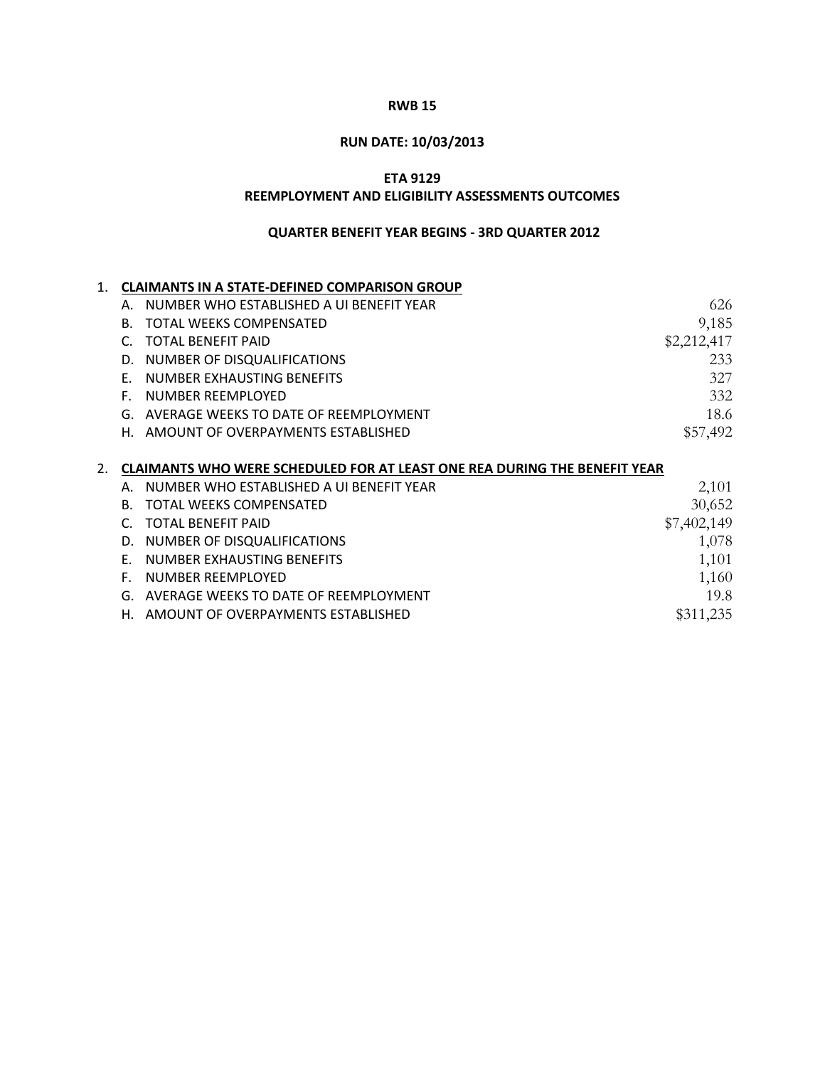**RWB 15**

**RUN DATE: 10/03/2013**

**ETA 9129**

**REEMPLOYMENT AND ELIGIBILITY ASSESSMENTS OUTCOMES**

**QUARTER BENEFIT YEAR BEGINS - 3RD QUARTER 2012**

1. **CLAIMANTS IN A STATE-DEFINED COMPARISON GROUP**

| | | |
|---|---|---|
| A. | NUMBER WHO ESTABLISHED A UI BENEFIT YEAR | 626 |
| B. | TOTAL WEEKS COMPENSATED | 9,185 |
| C. | TOTAL BENEFIT PAID | $2,212,417 |
| D. | NUMBER OF DISQUALIFICATIONS | 233 |
| E. | NUMBER EXHAUSTING BENEFITS | 327 |
| F. | NUMBER REEMPLOYED | 332 |
| G. | AVERAGE WEEKS TO DATE OF REEMPLOYMENT | 18.6 |
| H. | AMOUNT OF OVERPAYMENTS ESTABLISHED | $57,492 |

2. **CLAIMANTS WHO WERE SCHEDULED FOR AT LEAST ONE REA DURING THE BENEFIT YEAR**

| | | |
|---|---|---|
| A. | NUMBER WHO ESTABLISHED A UI BENEFIT YEAR | 2,101 |
| B. | TOTAL WEEKS COMPENSATED | 30,652 |
| C. | TOTAL BENEFIT PAID | $7,402,149 |
| D. | NUMBER OF DISQUALIFICATIONS | 1,078 |
| E. | NUMBER EXHAUSTING BENEFITS | 1,101 |
| F. | NUMBER REEMPLOYED | 1,160 |
| G. | AVERAGE WEEKS TO DATE OF REEMPLOYMENT | 19.8 |
| H. | AMOUNT OF OVERPAYMENTS ESTABLISHED | $311,235 |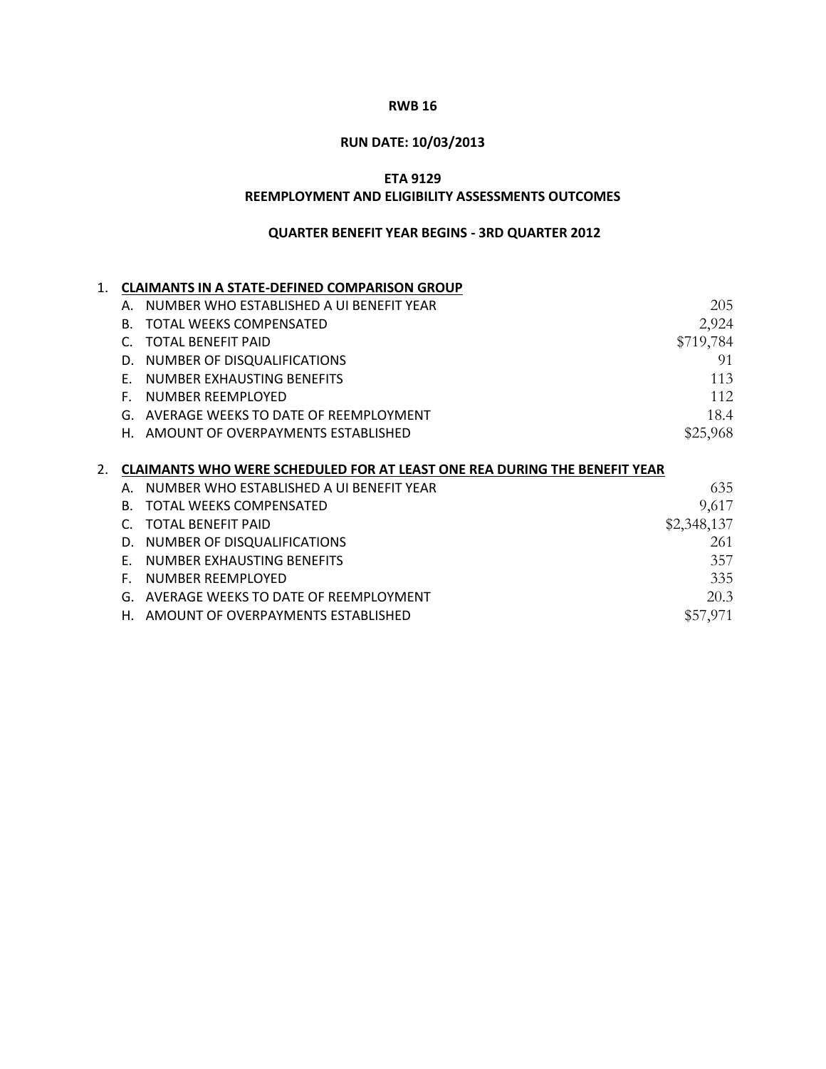**RWB 16**

**RUN DATE: 10/03/2013**

**ETA 9129**

**REEMPLOYMENT AND ELIGIBILITY ASSESSMENTS OUTCOMES**

**QUARTER BENEFIT YEAR BEGINS - 3RD QUARTER 2012**

1. **CLAIMANTS IN A STATE-DEFINED COMPARISON GROUP**

| | | |
|---|---|---|
| A. | NUMBER WHO ESTABLISHED A UI BENEFIT YEAR | 205 |
| B. | TOTAL WEEKS COMPENSATED | 2,924 |
| C. | TOTAL BENEFIT PAID | \$719,784 |
| D. | NUMBER OF DISQUALIFICATIONS | 91 |
| E. | NUMBER EXHAUSTING BENEFITS | 113 |
| F. | NUMBER REEMPLOYED | 112 |
| G. | AVERAGE WEEKS TO DATE OF REEMPLOYMENT | 18.4 |
| H. | AMOUNT OF OVERPAYMENTS ESTABLISHED | \$25,968 |

2. **CLAIMANTS WHO WERE SCHEDULED FOR AT LEAST ONE REA DURING THE BENEFIT YEAR**

| | | |
|---|---|---|
| A. | NUMBER WHO ESTABLISHED A UI BENEFIT YEAR | 635 |
| B. | TOTAL WEEKS COMPENSATED | 9,617 |
| C. | TOTAL BENEFIT PAID | \$2,348,137 |
| D. | NUMBER OF DISQUALIFICATIONS | 261 |
| E. | NUMBER EXHAUSTING BENEFITS | 357 |
| F. | NUMBER REEMPLOYED | 335 |
| G. | AVERAGE WEEKS TO DATE OF REEMPLOYMENT | 20.3 |
| H. | AMOUNT OF OVERPAYMENTS ESTABLISHED | \$57,971 |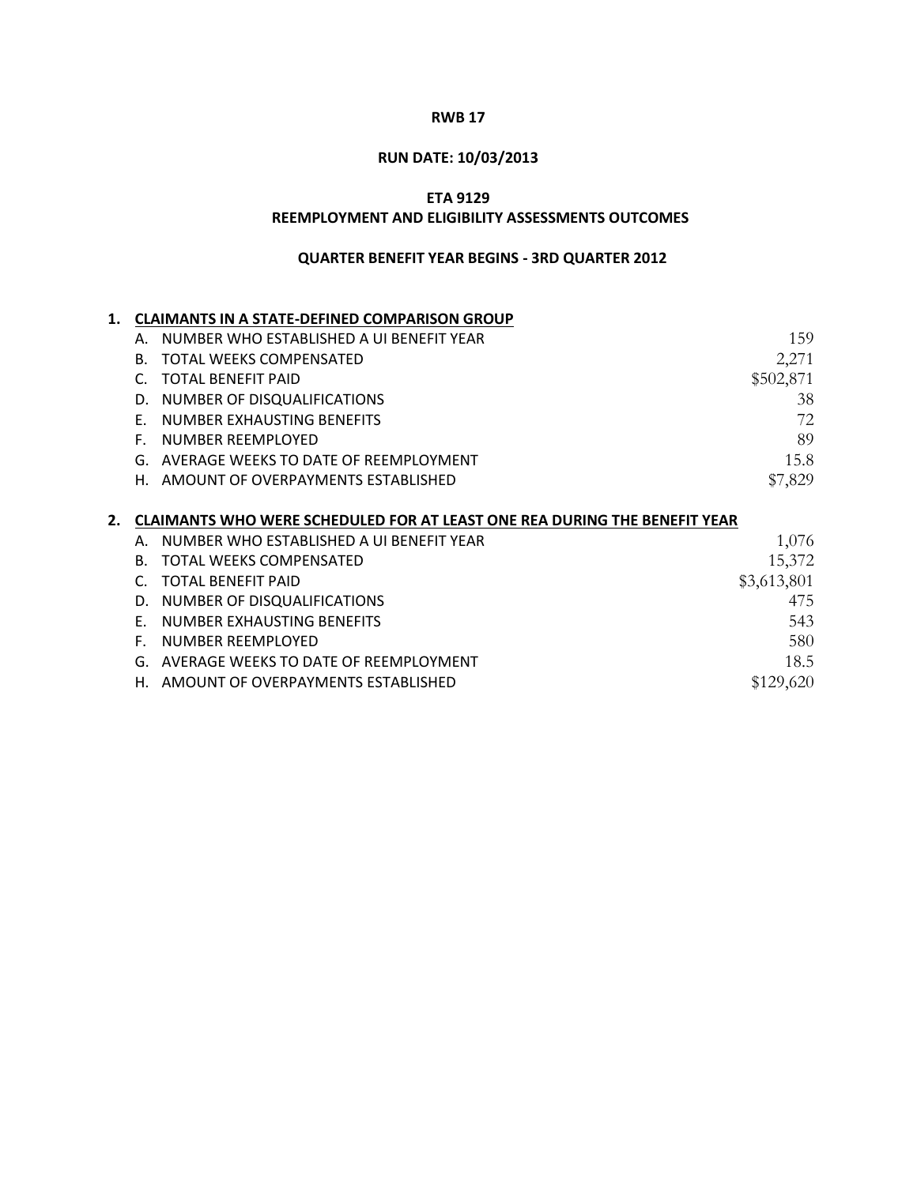**RWB 17**

**RUN DATE: 10/03/2013**

**ETA 9129**

**REEMPLOYMENT AND ELIGIBILITY ASSESSMENTS OUTCOMES**

**QUARTER BENEFIT YEAR BEGINS - 3RD QUARTER 2012**

**1. CLAIMANTS IN A STATE-DEFINED COMPARISON GROUP**

| | | |
|---|---|---|
| A. | NUMBER WHO ESTABLISHED A UI BENEFIT YEAR | 159 |
| B. | TOTAL WEEKS COMPENSATED | 2,271 |
| C. | TOTAL BENEFIT PAID | \$502,871 |
| D. | NUMBER OF DISQUALIFICATIONS | 38 |
| E. | NUMBER EXHAUSTING BENEFITS | 72 |
| F. | NUMBER REEMPLOYED | 89 |
| G. | AVERAGE WEEKS TO DATE OF REEMPLOYMENT | 15.8 |
| H. | AMOUNT OF OVERPAYMENTS ESTABLISHED | \$7,829 |

**2. CLAIMANTS WHO WERE SCHEDULED FOR AT LEAST ONE REA DURING THE BENEFIT YEAR**

| | | |
|---|---|---|
| A. | NUMBER WHO ESTABLISHED A UI BENEFIT YEAR | 1,076 |
| B. | TOTAL WEEKS COMPENSATED | 15,372 |
| C. | TOTAL BENEFIT PAID | \$3,613,801 |
| D. | NUMBER OF DISQUALIFICATIONS | 475 |
| E. | NUMBER EXHAUSTING BENEFITS | 543 |
| F. | NUMBER REEMPLOYED | 580 |
| G. | AVERAGE WEEKS TO DATE OF REEMPLOYMENT | 18.5 |
| H. | AMOUNT OF OVERPAYMENTS ESTABLISHED | \$129,620 |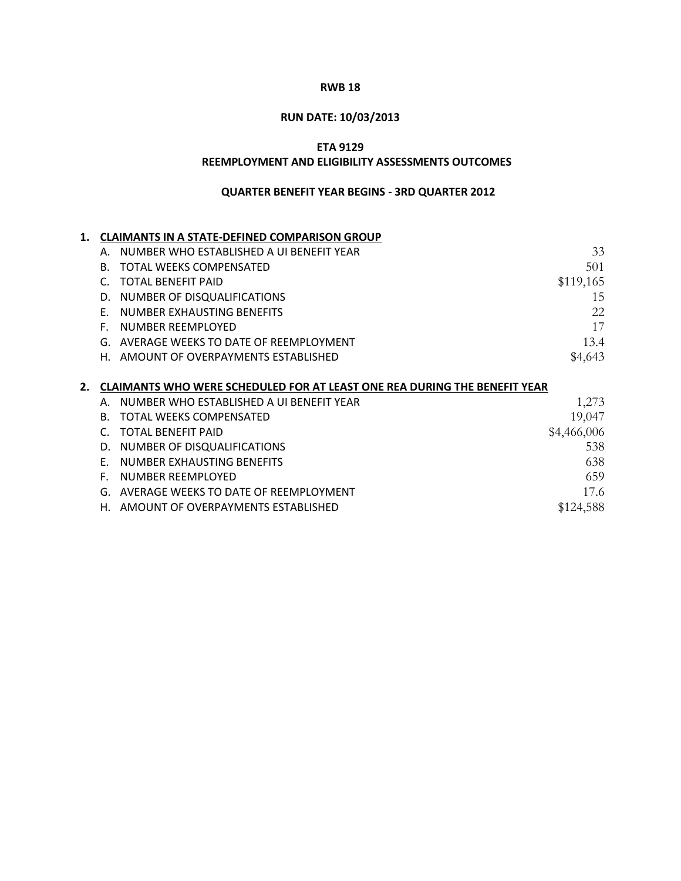**RWB 18**

**RUN DATE: 10/03/2013**

**ETA 9129**

**REEMPLOYMENT AND ELIGIBILITY ASSESSMENTS OUTCOMES**

**QUARTER BENEFIT YEAR BEGINS - 3RD QUARTER 2012**

**1. CLAIMANTS IN A STATE-DEFINED COMPARISON GROUP**

| | | |
|---|---|---|
| A. | NUMBER WHO ESTABLISHED A UI BENEFIT YEAR | 33 |
| B. | TOTAL WEEKS COMPENSATED | 501 |
| C. | TOTAL BENEFIT PAID | $119,165 |
| D. | NUMBER OF DISQUALIFICATIONS | 15 |
| E. | NUMBER EXHAUSTING BENEFITS | 22 |
| F. | NUMBER REEMPLOYED | 17 |
| G. | AVERAGE WEEKS TO DATE OF REEMPLOYMENT | 13.4 |
| H. | AMOUNT OF OVERPAYMENTS ESTABLISHED | $4,643 |

**2. CLAIMANTS WHO WERE SCHEDULED FOR AT LEAST ONE REA DURING THE BENEFIT YEAR**

| | | |
|---|---|---|
| A. | NUMBER WHO ESTABLISHED A UI BENEFIT YEAR | 1,273 |
| B. | TOTAL WEEKS COMPENSATED | 19,047 |
| C. | TOTAL BENEFIT PAID | $4,466,006 |
| D. | NUMBER OF DISQUALIFICATIONS | 538 |
| E. | NUMBER EXHAUSTING BENEFITS | 638 |
| F. | NUMBER REEMPLOYED | 659 |
| G. | AVERAGE WEEKS TO DATE OF REEMPLOYMENT | 17.6 |
| H. | AMOUNT OF OVERPAYMENTS ESTABLISHED | $124,588 |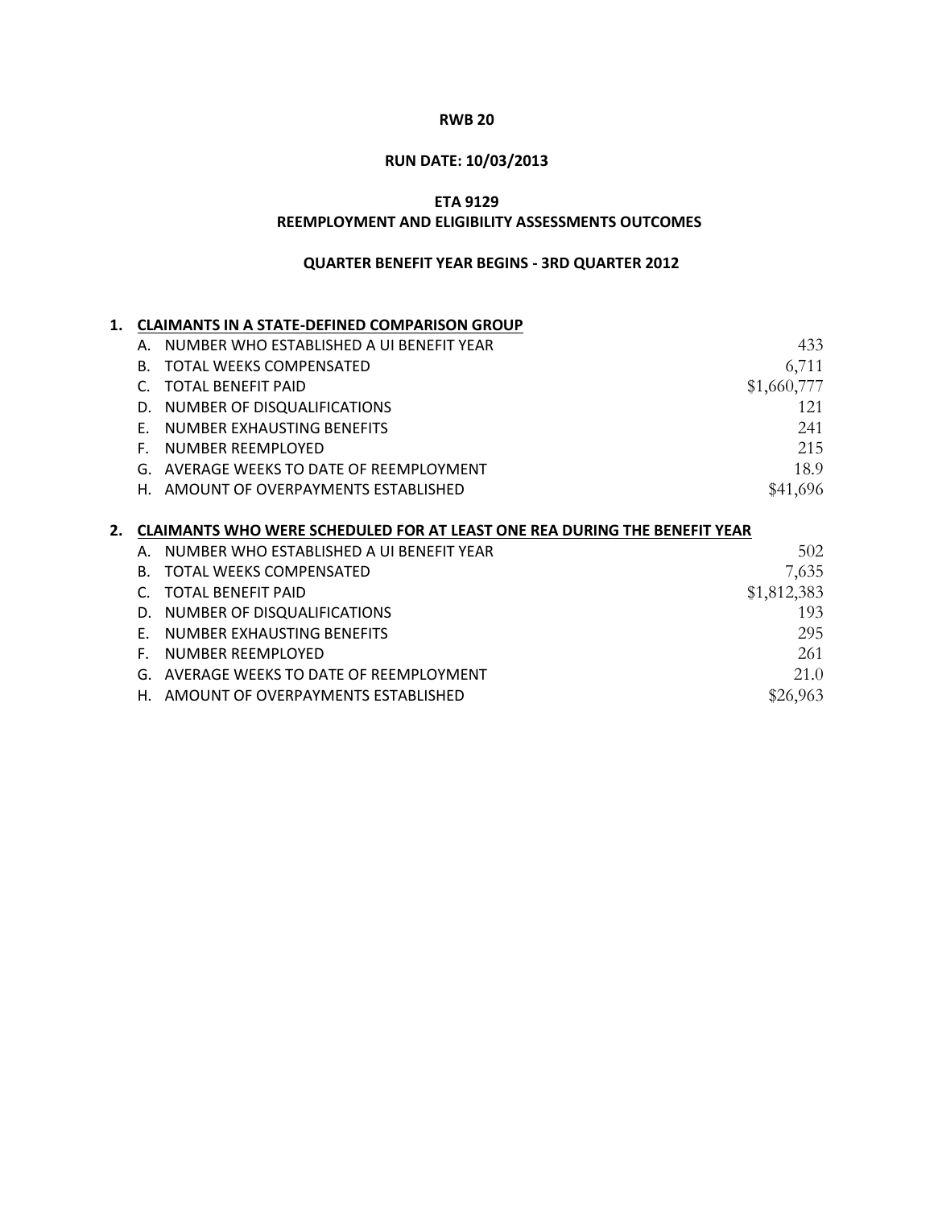**RWB 20**

**RUN DATE: 10/03/2013**

**ETA 9129**
**REEMPLOYMENT AND ELIGIBILITY ASSESSMENTS OUTCOMES**

**QUARTER BENEFIT YEAR BEGINS - 3RD QUARTER 2012**

**1. CLAIMANTS IN A STATE-DEFINED COMPARISON GROUP**

| | | |
|---|---|---|
| A. | NUMBER WHO ESTABLISHED A UI BENEFIT YEAR | 433 |
| B. | TOTAL WEEKS COMPENSATED | 6,711 |
| C. | TOTAL BENEFIT PAID | $1,660,777 |
| D. | NUMBER OF DISQUALIFICATIONS | 121 |
| E. | NUMBER EXHAUSTING BENEFITS | 241 |
| F. | NUMBER REEMPLOYED | 215 |
| G. | AVERAGE WEEKS TO DATE OF REEMPLOYMENT | 18.9 |
| H. | AMOUNT OF OVERPAYMENTS ESTABLISHED | $41,696 |

**2. CLAIMANTS WHO WERE SCHEDULED FOR AT LEAST ONE REA DURING THE BENEFIT YEAR**

| | | |
|---|---|---|
| A. | NUMBER WHO ESTABLISHED A UI BENEFIT YEAR | 502 |
| B. | TOTAL WEEKS COMPENSATED | 7,635 |
| C. | TOTAL BENEFIT PAID | $1,812,383 |
| D. | NUMBER OF DISQUALIFICATIONS | 193 |
| E. | NUMBER EXHAUSTING BENEFITS | 295 |
| F. | NUMBER REEMPLOYED | 261 |
| G. | AVERAGE WEEKS TO DATE OF REEMPLOYMENT | 21.0 |
| H. | AMOUNT OF OVERPAYMENTS ESTABLISHED | $26,963 |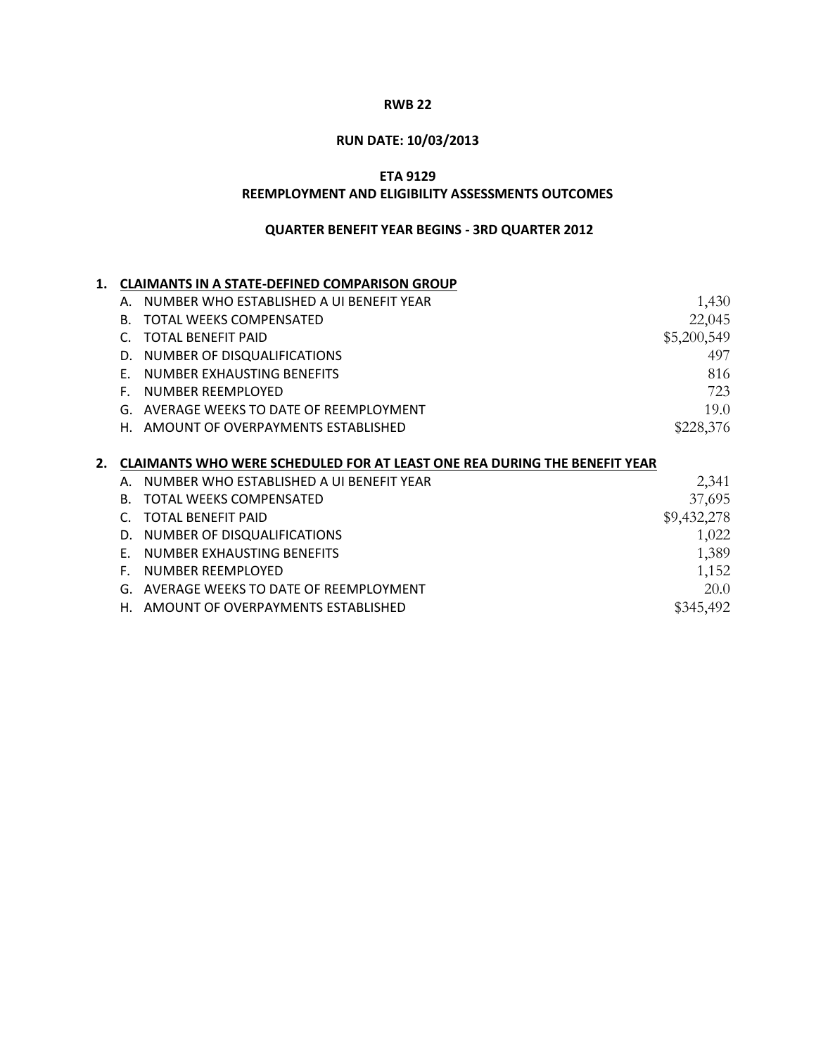**RWB 22**

**RUN DATE: 10/03/2013**

**ETA 9129**

**REEMPLOYMENT AND ELIGIBILITY ASSESSMENTS OUTCOMES**

**QUARTER BENEFIT YEAR BEGINS - 3RD QUARTER 2012**

**1. CLAIMANTS IN A STATE-DEFINED COMPARISON GROUP**

| | | |
|---|---|---|
| A. | NUMBER WHO ESTABLISHED A UI BENEFIT YEAR | 1,430 |
| B. | TOTAL WEEKS COMPENSATED | 22,045 |
| C. | TOTAL BENEFIT PAID | $5,200,549 |
| D. | NUMBER OF DISQUALIFICATIONS | 497 |
| E. | NUMBER EXHAUSTING BENEFITS | 816 |
| F. | NUMBER REEMPLOYED | 723 |
| G. | AVERAGE WEEKS TO DATE OF REEMPLOYMENT | 19.0 |
| H. | AMOUNT OF OVERPAYMENTS ESTABLISHED | $228,376 |

**2. CLAIMANTS WHO WERE SCHEDULED FOR AT LEAST ONE REA DURING THE BENEFIT YEAR**

| | | |
|---|---|---|
| A. | NUMBER WHO ESTABLISHED A UI BENEFIT YEAR | 2,341 |
| B. | TOTAL WEEKS COMPENSATED | 37,695 |
| C. | TOTAL BENEFIT PAID | $9,432,278 |
| D. | NUMBER OF DISQUALIFICATIONS | 1,022 |
| E. | NUMBER EXHAUSTING BENEFITS | 1,389 |
| F. | NUMBER REEMPLOYED | 1,152 |
| G. | AVERAGE WEEKS TO DATE OF REEMPLOYMENT | 20.0 |
| H. | AMOUNT OF OVERPAYMENTS ESTABLISHED | $345,492 |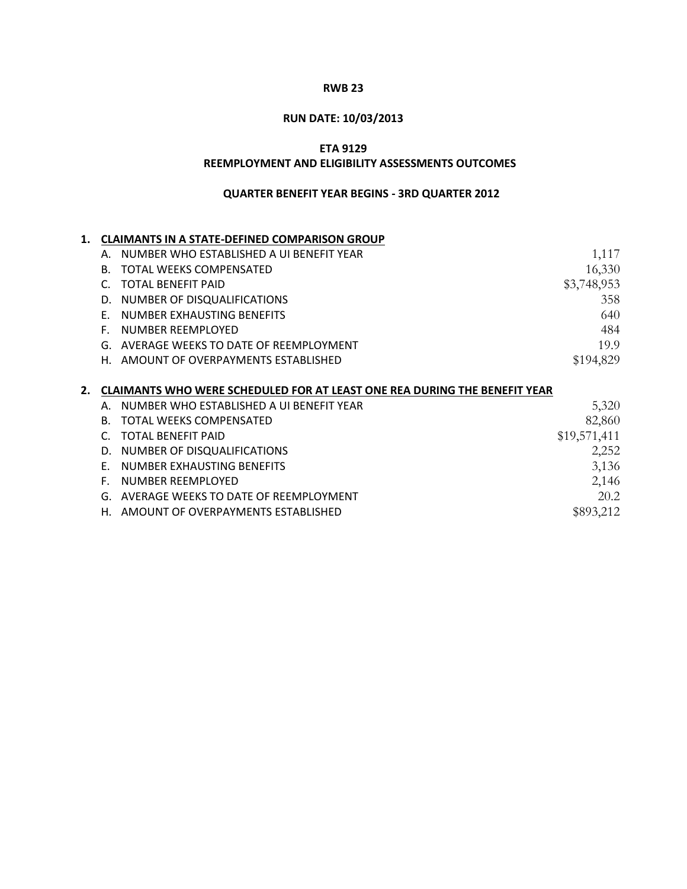**RWB 23**

**RUN DATE: 10/03/2013**

**ETA 9129**

**REEMPLOYMENT AND ELIGIBILITY ASSESSMENTS OUTCOMES**

**QUARTER BENEFIT YEAR BEGINS - 3RD QUARTER 2012**

**1. CLAIMANTS IN A STATE-DEFINED COMPARISON GROUP**

| | | |
|---|---|---|
| A. | NUMBER WHO ESTABLISHED A UI BENEFIT YEAR | 1,117 |
| B. | TOTAL WEEKS COMPENSATED | 16,330 |
| C. | TOTAL BENEFIT PAID | $3,748,953 |
| D. | NUMBER OF DISQUALIFICATIONS | 358 |
| E. | NUMBER EXHAUSTING BENEFITS | 640 |
| F. | NUMBER REEMPLOYED | 484 |
| G. | AVERAGE WEEKS TO DATE OF REEMPLOYMENT | 19.9 |
| H. | AMOUNT OF OVERPAYMENTS ESTABLISHED | $194,829 |

**2. CLAIMANTS WHO WERE SCHEDULED FOR AT LEAST ONE REA DURING THE BENEFIT YEAR**

| | | |
|---|---|---|
| A. | NUMBER WHO ESTABLISHED A UI BENEFIT YEAR | 5,320 |
| B. | TOTAL WEEKS COMPENSATED | 82,860 |
| C. | TOTAL BENEFIT PAID | $19,571,411 |
| D. | NUMBER OF DISQUALIFICATIONS | 2,252 |
| E. | NUMBER EXHAUSTING BENEFITS | 3,136 |
| F. | NUMBER REEMPLOYED | 2,146 |
| G. | AVERAGE WEEKS TO DATE OF REEMPLOYMENT | 20.2 |
| H. | AMOUNT OF OVERPAYMENTS ESTABLISHED | $893,212 |